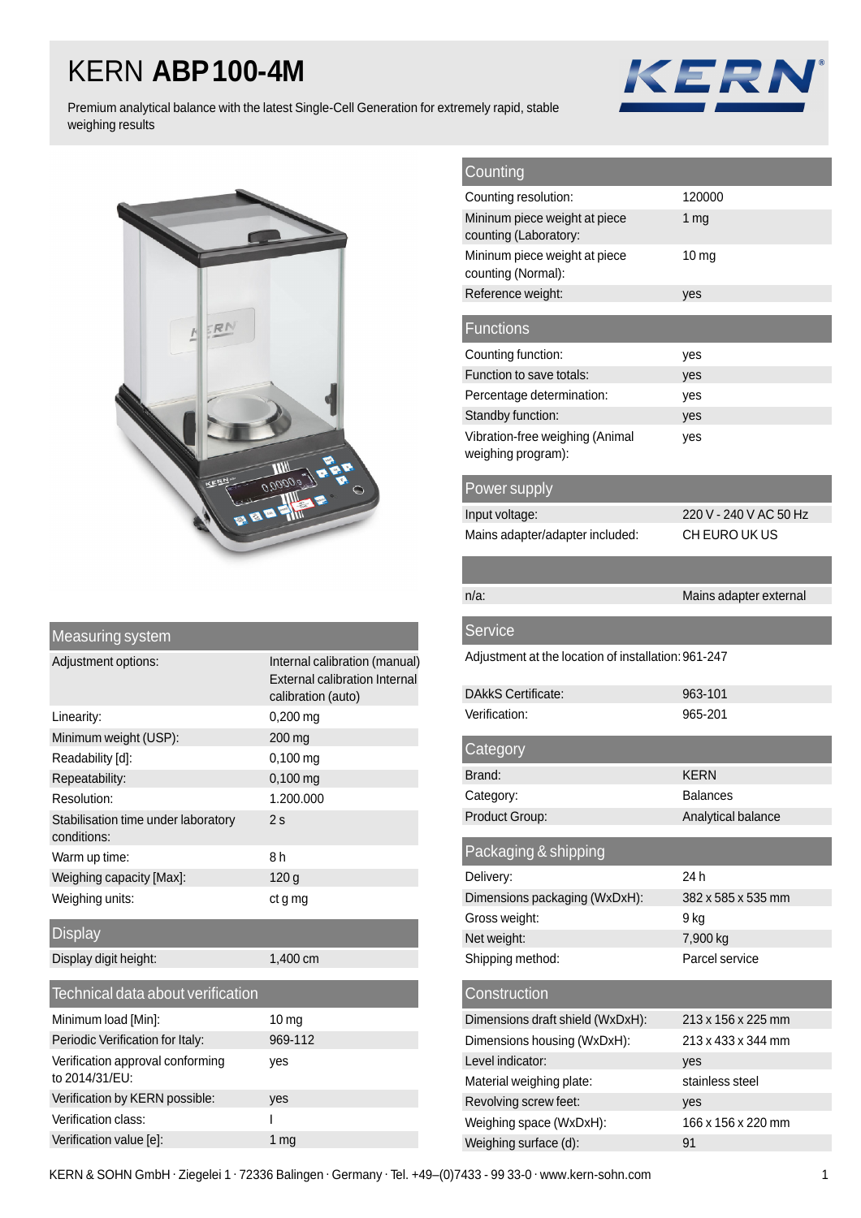# KERN **ABP 100-4M**

Premium analytical balance with the latest Single-Cell Generation for extremely rapid, stable weighing results

## Measuring system

| | |
|---|---|
| Adjustment options: | Internal calibration (manual) External calibration Internal calibration (auto) |
| Linearity: | 0,200 mg |
| Minimum weight (USP): | 200 mg |
| Readability [d]: | 0,100 mg |
| Repeatability: | 0,100 mg |
| Resolution: | 1.200.000 |
| Stabilisation time under laboratory conditions: | 2 s |
| Warm up time: | 8 h |
| Weighing capacity [Max]: | 120 g |
| Weighing units: | ct g mg |

## Display

| | |
|---|---|
| Display digit height: | 1,400 cm |

## Technical data about verification

| | |
|---|---|
| Minimum load [Min]: | 10 mg |
| Periodic Verification for Italy: | 969-112 |
| Verification approval conforming to 2014/31/EU: | yes |
| Verification by KERN possible: | yes |
| Verification class: | I |
| Verification value [e]: | 1 mg |

## Counting

| | |
|---|---|
| Counting resolution: | 120000 |
| Mininum piece weight at piece counting (Laboratory): | 1 mg |
| Mininum piece weight at piece counting (Normal): | 10 mg |
| Reference weight: | yes |

## Functions

| | |
|---|---|
| Counting function: | yes |
| Function to save totals: | yes |
| Percentage determination: | yes |
| Standby function: | yes |
| Vibration-free weighing (Animal weighing program): | yes |

## Power supply

| | |
|---|---|
| Input voltage: | 220 V - 240 V AC 50 Hz |
| Mains adapter/adapter included: | CH EURO UK US |

| | |
|---|---|
| n/a: | Mains adapter external |

## Service

| | |
|---|---|
| Adjustment at the location of installation: | 961-247 |
| DAkkS Certificate: | 963-101 |
| Verification: | 965-201 |

## Category

| | |
|---|---|
| Brand: | KERN |
| Category: | Balances |
| Product Group: | Analytical balance |

## Packaging & shipping

| | |
|---|---|
| Delivery: | 24 h |
| Dimensions packaging (WxDxH): | 382 x 585 x 535 mm |
| Gross weight: | 9 kg |
| Net weight: | 7,900 kg |
| Shipping method: | Parcel service |

## Construction

| | |
|---|---|
| Dimensions draft shield (WxDxH): | 213 x 156 x 225 mm |
| Dimensions housing (WxDxH): | 213 x 433 x 344 mm |
| Level indicator: | yes |
| Material weighing plate: | stainless steel |
| Revolving screw feet: | yes |
| Weighing space (WxDxH): | 166 x 156 x 220 mm |
| Weighing surface (d): | 91 |

KERN & SOHN GmbH · Ziegelei 1 · 72336 Balingen · Germany · Tel. +49–(0)7433 - 99 33-0 · www.kern-sohn.com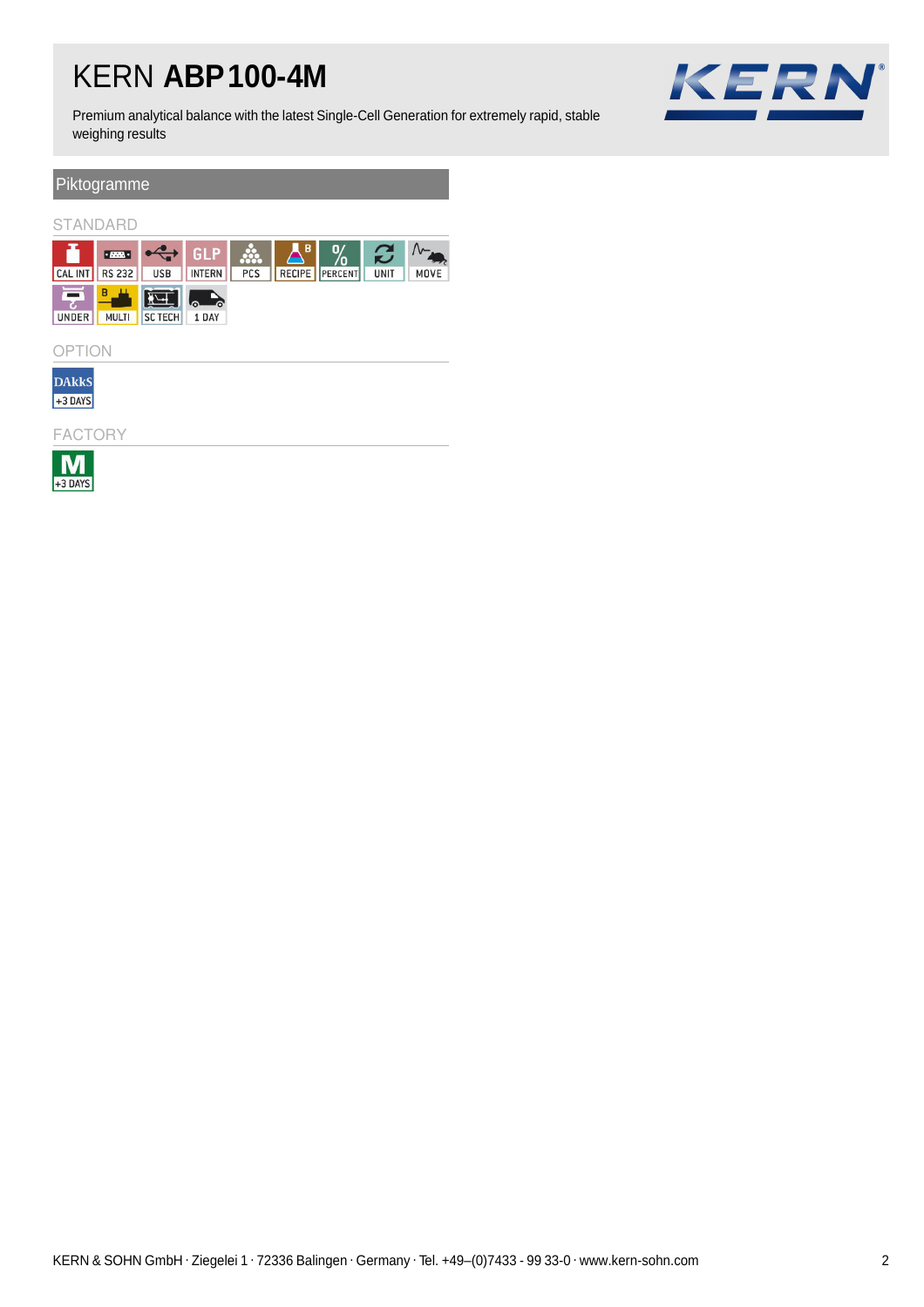# KERN **ABP 100-4M**

Premium analytical balance with the latest Single-Cell Generation for extremely rapid, stable weighing results

## Piktogramme

### STANDARD

CAL INT
RS 232
USB
GLP INTERN
PCS
B RECIPE
% PERCENT
UNIT
MOVE
UNDER
B MULTI
SC TECH
1 DAY

### OPTION

DAkkS +3 DAYS

### FACTORY

M +3 DAYS

KERN & SOHN GmbH · Ziegelei 1 · 72336 Balingen · Germany · Tel. +49–(0)7433 - 99 33-0 · www.kern-sohn.com